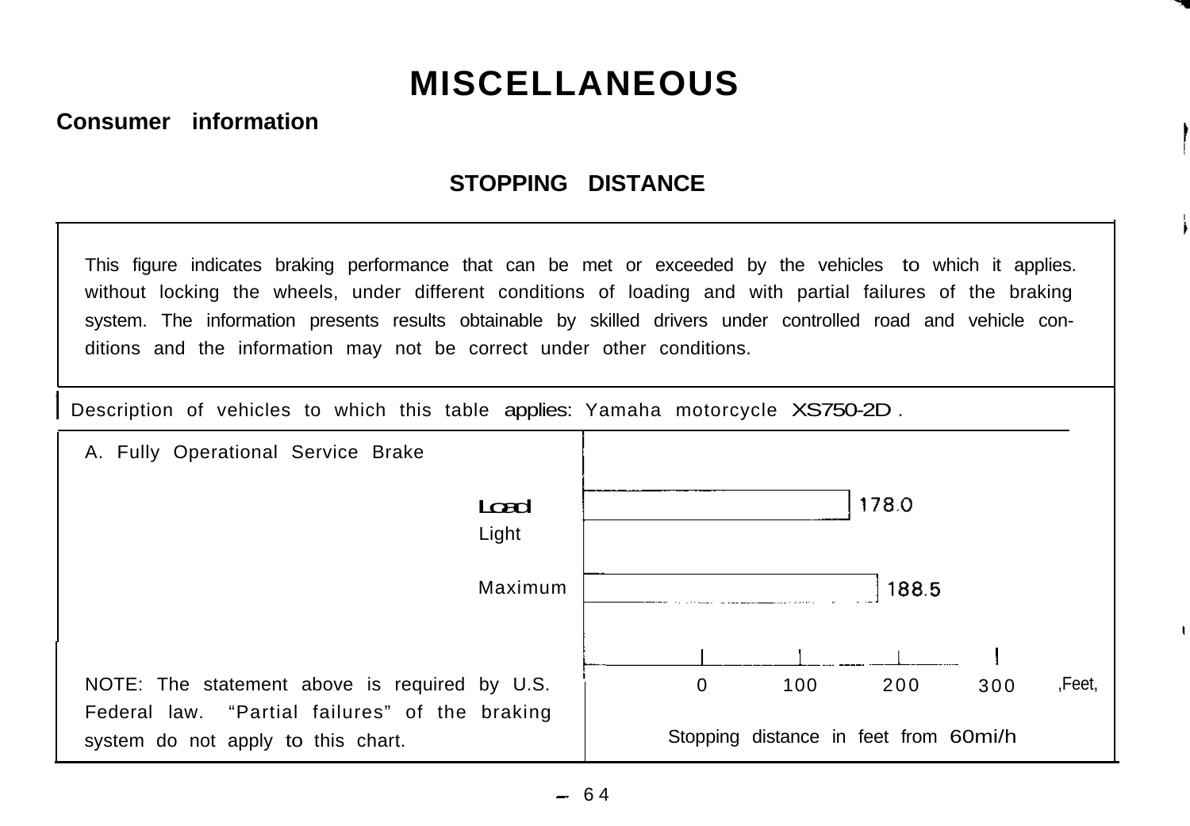# MISCELLANEOUS

## Consumer information

### STOPPING DISTANCE

This figure indicates braking performance that can be met or exceeded by the vehicles to which it applies. without locking the wheels, under different conditions of loading and with partial failures of the braking system. The information presents results obtainable by skilled drivers under controlled road and vehicle conditions and the information may not be correct under other conditions.

Description of vehicles to which this table applies: Yamaha motorcycle XS750-2D .

A. Fully Operational Service Brake

| Load | Stopping distance in feet from 60mi/h |
|---|---|
| Light | 178.0 |
| Maximum | 188.5 |

Scale: 0, 100, 200, 300 Feet

Stopping distance in feet from 60mi/h

NOTE: The statement above is required by U.S. Federal law. "Partial failures" of the braking system do not apply to this chart.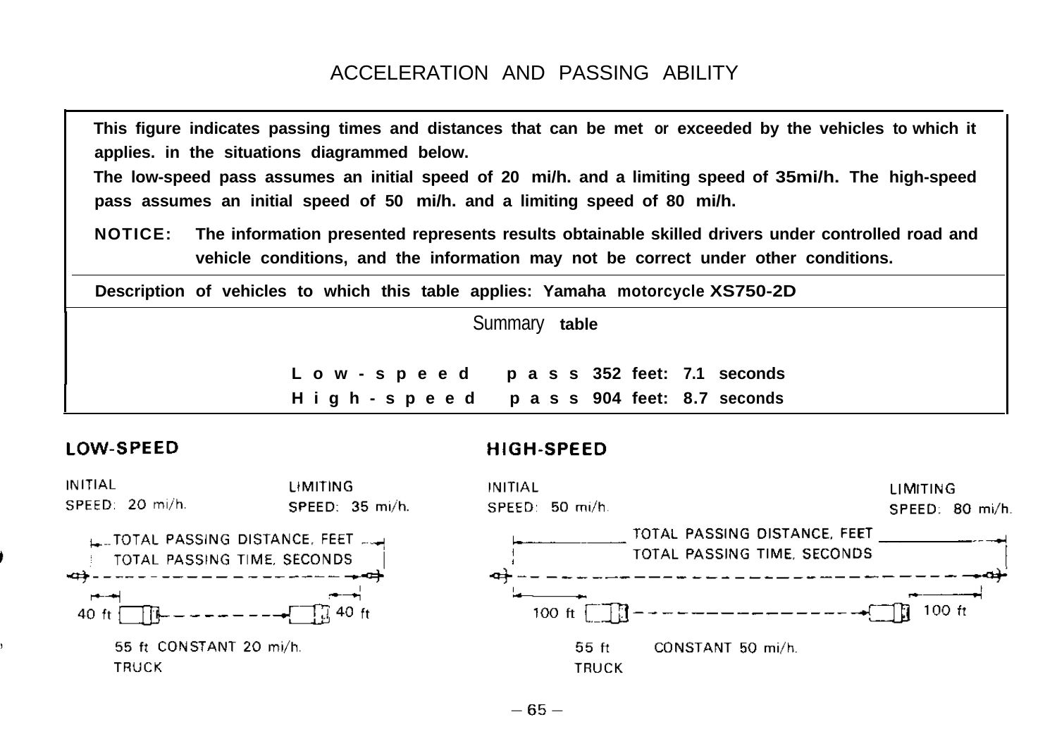# ACCELERATION AND PASSING ABILITY

**This figure indicates passing times and distances that can be met or exceeded by the vehicles to which it applies. in the situations diagrammed below.**

**The low-speed pass assumes an initial speed of 20 mi/h. and a limiting speed of 35mi/h. The high-speed pass assumes an initial speed of 50 mi/h. and a limiting speed of 80 mi/h.**

**NOTICE:** **The information presented represents results obtainable skilled drivers under controlled road and vehicle conditions, and the information may not be correct under other conditions.**

**Description of vehicles to which this table applies: Yamaha motorcycle XS750-2D**

Summary **table**

**Low-speed pass 352 feet: 7.1 seconds**
**High-speed pass 904 feet: 8.7 seconds**

## LOW-SPEED

INITIAL SPEED: 20 mi/h.

LIMITING SPEED: 35 mi/h.

TOTAL PASSING DISTANCE, FEET

TOTAL PASSING TIME, SECONDS

40 ft

40 ft

55 ft CONSTANT 20 mi/h. TRUCK

## HIGH-SPEED

INITIAL SPEED: 50 mi/h.

LIMITING SPEED: 80 mi/h.

TOTAL PASSING DISTANCE, FEET

TOTAL PASSING TIME, SECONDS

100 ft

100 ft

55 ft CONSTANT 50 mi/h. TRUCK